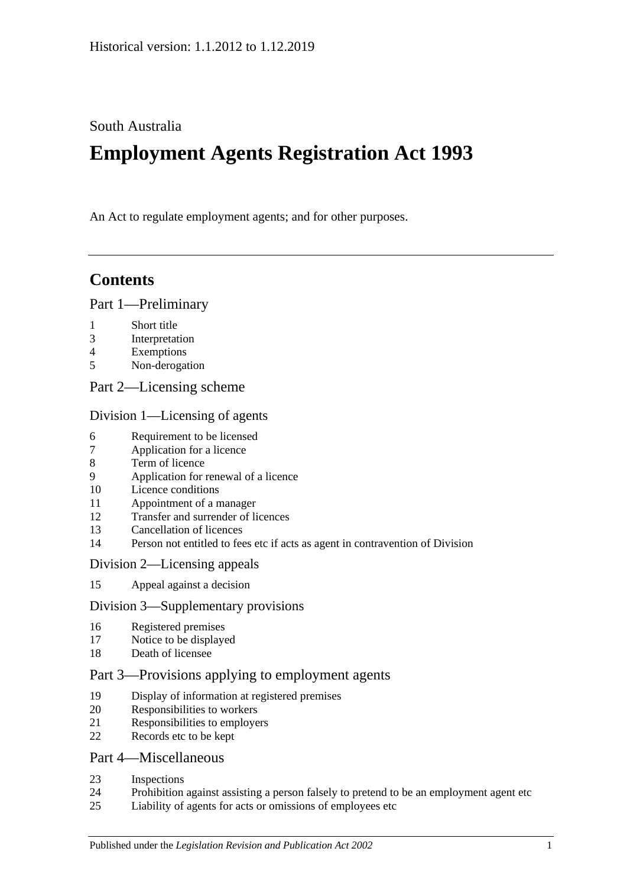Historical version: 1.1.2012 to 1.12.2019

South Australia

# Employment Agents Registration Act 1993

An Act to regulate employment agents; and for other purposes.

## Contents

Part 1—Preliminary

1 Short title
3 Interpretation
4 Exemptions
5 Non-derogation

Part 2—Licensing scheme

Division 1—Licensing of agents

6 Requirement to be licensed
7 Application for a licence
8 Term of licence
9 Application for renewal of a licence
10 Licence conditions
11 Appointment of a manager
12 Transfer and surrender of licences
13 Cancellation of licences
14 Person not entitled to fees etc if acts as agent in contravention of Division

Division 2—Licensing appeals

15 Appeal against a decision

Division 3—Supplementary provisions

16 Registered premises
17 Notice to be displayed
18 Death of licensee

Part 3—Provisions applying to employment agents

19 Display of information at registered premises
20 Responsibilities to workers
21 Responsibilities to employers
22 Records etc to be kept

Part 4—Miscellaneous

23 Inspections
24 Prohibition against assisting a person falsely to pretend to be an employment agent etc
25 Liability of agents for acts or omissions of employees etc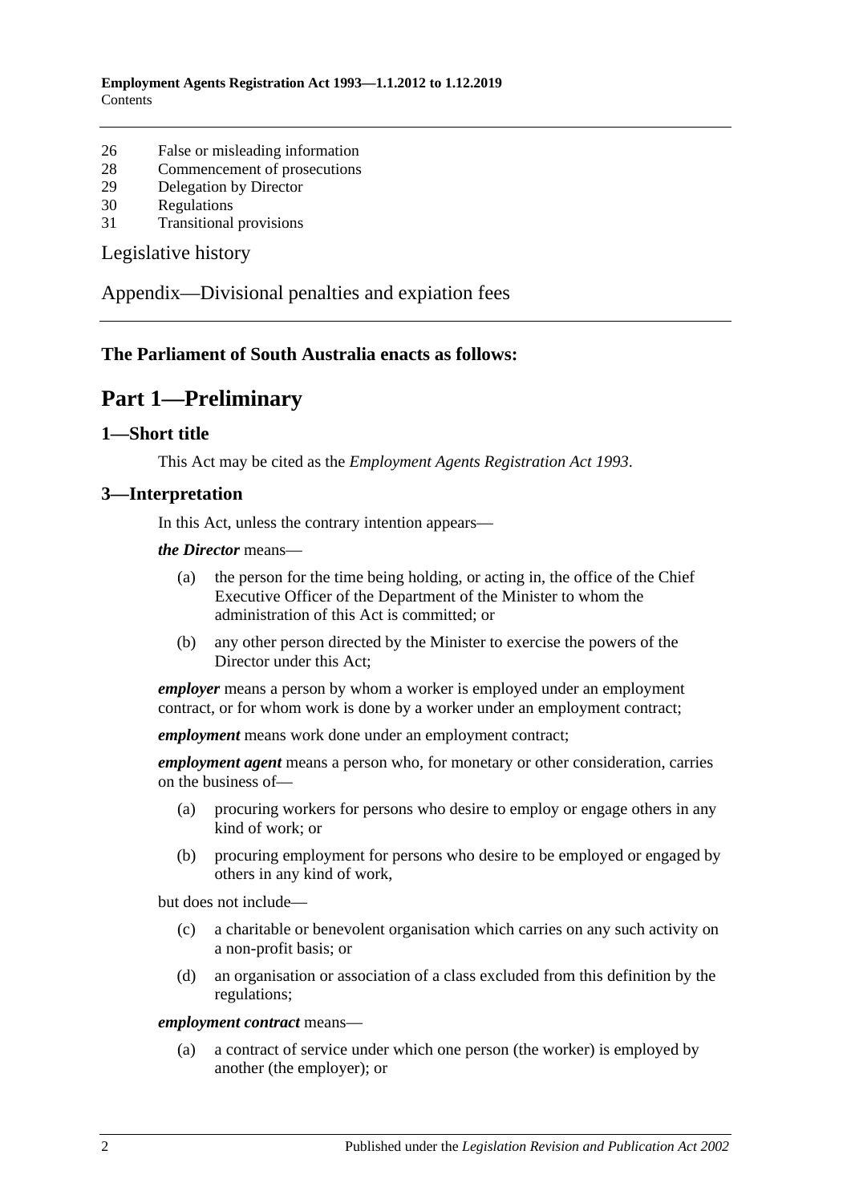26 False or misleading information
28 Commencement of prosecutions
29 Delegation by Director
30 Regulations
31 Transitional provisions

Legislative history

Appendix—Divisional penalties and expiation fees

**The Parliament of South Australia enacts as follows:**

# Part 1—Preliminary

## 1—Short title

This Act may be cited as the *Employment Agents Registration Act 1993*.

## 3—Interpretation

In this Act, unless the contrary intention appears—

***the Director*** means—

(a) the person for the time being holding, or acting in, the office of the Chief Executive Officer of the Department of the Minister to whom the administration of this Act is committed; or

(b) any other person directed by the Minister to exercise the powers of the Director under this Act;

***employer*** means a person by whom a worker is employed under an employment contract, or for whom work is done by a worker under an employment contract;

***employment*** means work done under an employment contract;

***employment agent*** means a person who, for monetary or other consideration, carries on the business of—

(a) procuring workers for persons who desire to employ or engage others in any kind of work; or

(b) procuring employment for persons who desire to be employed or engaged by others in any kind of work,

but does not include—

(c) a charitable or benevolent organisation which carries on any such activity on a non-profit basis; or

(d) an organisation or association of a class excluded from this definition by the regulations;

***employment contract*** means—

(a) a contract of service under which one person (the worker) is employed by another (the employer); or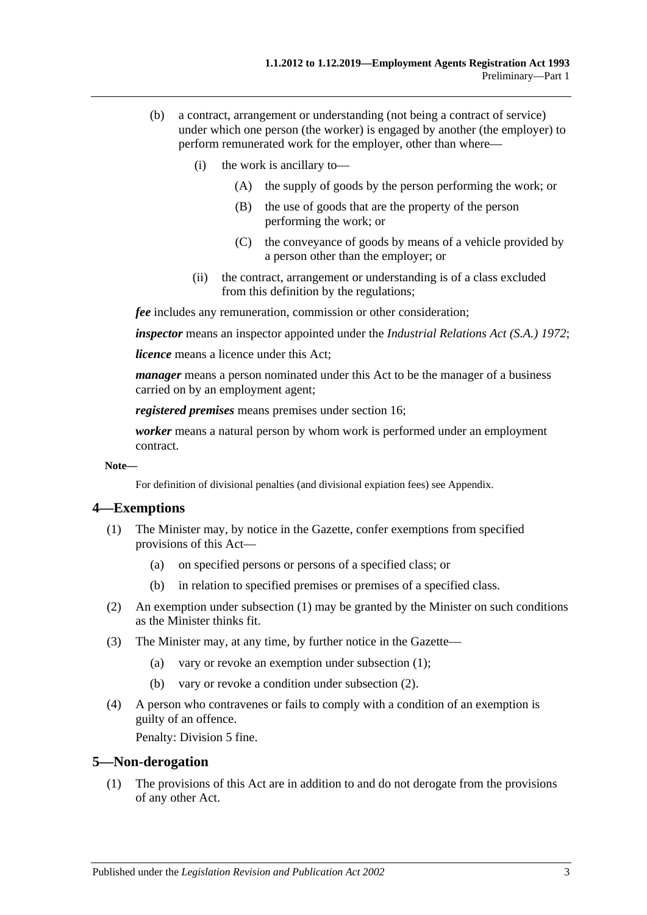(b) a contract, arrangement or understanding (not being a contract of service) under which one person (the worker) is engaged by another (the employer) to perform remunerated work for the employer, other than where—

    (i) the work is ancillary to—

        (A) the supply of goods by the person performing the work; or

        (B) the use of goods that are the property of the person performing the work; or

        (C) the conveyance of goods by means of a vehicle provided by a person other than the employer; or

    (ii) the contract, arrangement or understanding is of a class excluded from this definition by the regulations;

***fee*** includes any remuneration, commission or other consideration;

***inspector*** means an inspector appointed under the *Industrial Relations Act (S.A.) 1972*;

***licence*** means a licence under this Act;

***manager*** means a person nominated under this Act to be the manager of a business carried on by an employment agent;

***registered premises*** means premises under section 16;

***worker*** means a natural person by whom work is performed under an employment contract.

**Note—**

For definition of divisional penalties (and divisional expiation fees) see Appendix.

## 4—Exemptions

(1) The Minister may, by notice in the Gazette, confer exemptions from specified provisions of this Act—

    (a) on specified persons or persons of a specified class; or

    (b) in relation to specified premises or premises of a specified class.

(2) An exemption under subsection (1) may be granted by the Minister on such conditions as the Minister thinks fit.

(3) The Minister may, at any time, by further notice in the Gazette—

    (a) vary or revoke an exemption under subsection (1);

    (b) vary or revoke a condition under subsection (2).

(4) A person who contravenes or fails to comply with a condition of an exemption is guilty of an offence.

Penalty: Division 5 fine.

## 5—Non-derogation

(1) The provisions of this Act are in addition to and do not derogate from the provisions of any other Act.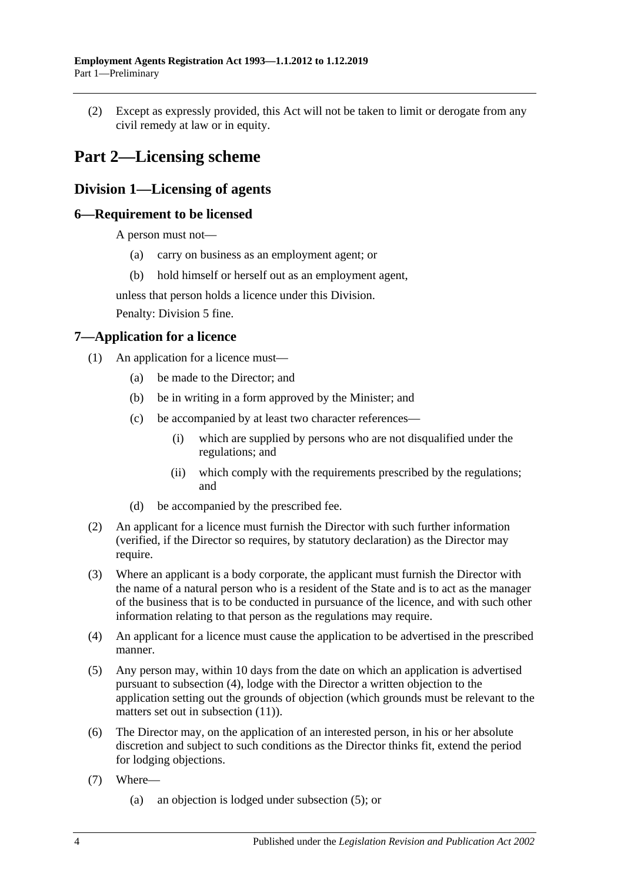(2) Except as expressly provided, this Act will not be taken to limit or derogate from any civil remedy at law or in equity.

# Part 2—Licensing scheme

## Division 1—Licensing of agents

### 6—Requirement to be licensed

A person must not—

(a) carry on business as an employment agent; or

(b) hold himself or herself out as an employment agent,

unless that person holds a licence under this Division.

Penalty: Division 5 fine.

### 7—Application for a licence

(1) An application for a licence must—

(a) be made to the Director; and

(b) be in writing in a form approved by the Minister; and

(c) be accompanied by at least two character references—

(i) which are supplied by persons who are not disqualified under the regulations; and

(ii) which comply with the requirements prescribed by the regulations; and

(d) be accompanied by the prescribed fee.

(2) An applicant for a licence must furnish the Director with such further information (verified, if the Director so requires, by statutory declaration) as the Director may require.

(3) Where an applicant is a body corporate, the applicant must furnish the Director with the name of a natural person who is a resident of the State and is to act as the manager of the business that is to be conducted in pursuance of the licence, and with such other information relating to that person as the regulations may require.

(4) An applicant for a licence must cause the application to be advertised in the prescribed manner.

(5) Any person may, within 10 days from the date on which an application is advertised pursuant to subsection (4), lodge with the Director a written objection to the application setting out the grounds of objection (which grounds must be relevant to the matters set out in subsection (11)).

(6) The Director may, on the application of an interested person, in his or her absolute discretion and subject to such conditions as the Director thinks fit, extend the period for lodging objections.

(7) Where—

(a) an objection is lodged under subsection (5); or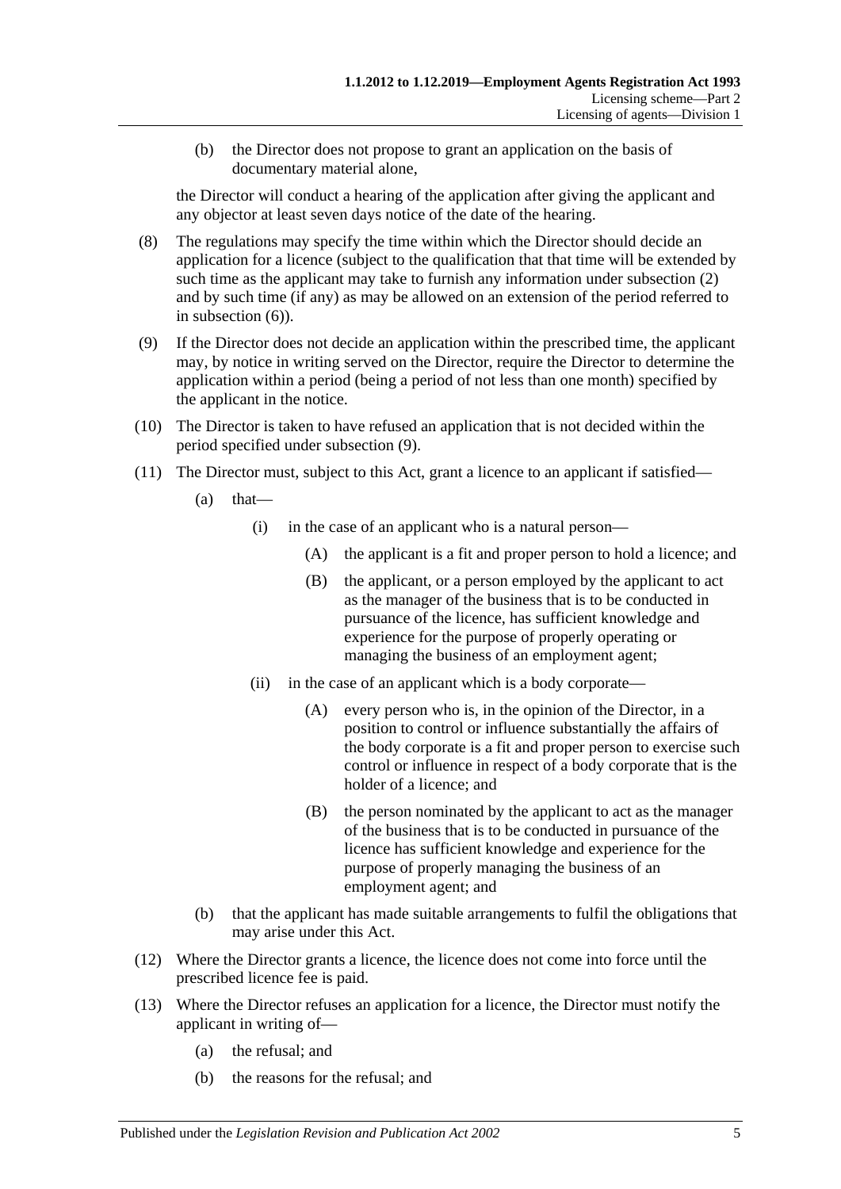(b) the Director does not propose to grant an application on the basis of documentary material alone,

the Director will conduct a hearing of the application after giving the applicant and any objector at least seven days notice of the date of the hearing.

(8) The regulations may specify the time within which the Director should decide an application for a licence (subject to the qualification that that time will be extended by such time as the applicant may take to furnish any information under subsection (2) and by such time (if any) as may be allowed on an extension of the period referred to in subsection (6)).

(9) If the Director does not decide an application within the prescribed time, the applicant may, by notice in writing served on the Director, require the Director to determine the application within a period (being a period of not less than one month) specified by the applicant in the notice.

(10) The Director is taken to have refused an application that is not decided within the period specified under subsection (9).

(11) The Director must, subject to this Act, grant a licence to an applicant if satisfied—

(a) that—

(i) in the case of an applicant who is a natural person—

(A) the applicant is a fit and proper person to hold a licence; and

(B) the applicant, or a person employed by the applicant to act as the manager of the business that is to be conducted in pursuance of the licence, has sufficient knowledge and experience for the purpose of properly operating or managing the business of an employment agent;

(ii) in the case of an applicant which is a body corporate—

(A) every person who is, in the opinion of the Director, in a position to control or influence substantially the affairs of the body corporate is a fit and proper person to exercise such control or influence in respect of a body corporate that is the holder of a licence; and

(B) the person nominated by the applicant to act as the manager of the business that is to be conducted in pursuance of the licence has sufficient knowledge and experience for the purpose of properly managing the business of an employment agent; and

(b) that the applicant has made suitable arrangements to fulfil the obligations that may arise under this Act.

(12) Where the Director grants a licence, the licence does not come into force until the prescribed licence fee is paid.

(13) Where the Director refuses an application for a licence, the Director must notify the applicant in writing of—

(a) the refusal; and

(b) the reasons for the refusal; and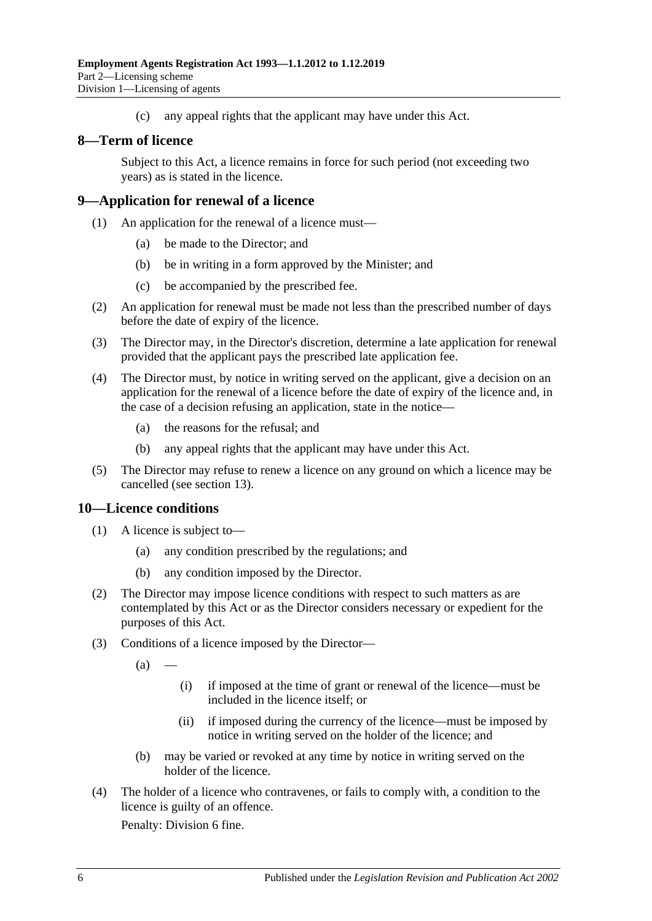(c) any appeal rights that the applicant may have under this Act.

## 8—Term of licence

Subject to this Act, a licence remains in force for such period (not exceeding two years) as is stated in the licence.

## 9—Application for renewal of a licence

(1) An application for the renewal of a licence must—

(a) be made to the Director; and

(b) be in writing in a form approved by the Minister; and

(c) be accompanied by the prescribed fee.

(2) An application for renewal must be made not less than the prescribed number of days before the date of expiry of the licence.

(3) The Director may, in the Director's discretion, determine a late application for renewal provided that the applicant pays the prescribed late application fee.

(4) The Director must, by notice in writing served on the applicant, give a decision on an application for the renewal of a licence before the date of expiry of the licence and, in the case of a decision refusing an application, state in the notice—

(a) the reasons for the refusal; and

(b) any appeal rights that the applicant may have under this Act.

(5) The Director may refuse to renew a licence on any ground on which a licence may be cancelled (see section 13).

## 10—Licence conditions

(1) A licence is subject to—

(a) any condition prescribed by the regulations; and

(b) any condition imposed by the Director.

(2) The Director may impose licence conditions with respect to such matters as are contemplated by this Act or as the Director considers necessary or expedient for the purposes of this Act.

(3) Conditions of a licence imposed by the Director—

(a) —

(i) if imposed at the time of grant or renewal of the licence—must be included in the licence itself; or

(ii) if imposed during the currency of the licence—must be imposed by notice in writing served on the holder of the licence; and

(b) may be varied or revoked at any time by notice in writing served on the holder of the licence.

(4) The holder of a licence who contravenes, or fails to comply with, a condition to the licence is guilty of an offence.

Penalty: Division 6 fine.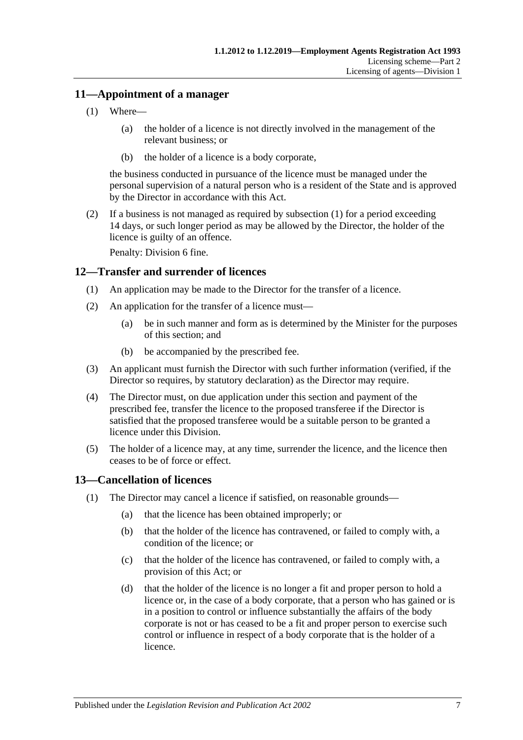## 11—Appointment of a manager

(1) Where—

(a) the holder of a licence is not directly involved in the management of the relevant business; or

(b) the holder of a licence is a body corporate,

the business conducted in pursuance of the licence must be managed under the personal supervision of a natural person who is a resident of the State and is approved by the Director in accordance with this Act.

(2) If a business is not managed as required by subsection (1) for a period exceeding 14 days, or such longer period as may be allowed by the Director, the holder of the licence is guilty of an offence.

Penalty: Division 6 fine.

## 12—Transfer and surrender of licences

(1) An application may be made to the Director for the transfer of a licence.

(2) An application for the transfer of a licence must—

(a) be in such manner and form as is determined by the Minister for the purposes of this section; and

(b) be accompanied by the prescribed fee.

(3) An applicant must furnish the Director with such further information (verified, if the Director so requires, by statutory declaration) as the Director may require.

(4) The Director must, on due application under this section and payment of the prescribed fee, transfer the licence to the proposed transferee if the Director is satisfied that the proposed transferee would be a suitable person to be granted a licence under this Division.

(5) The holder of a licence may, at any time, surrender the licence, and the licence then ceases to be of force or effect.

## 13—Cancellation of licences

(1) The Director may cancel a licence if satisfied, on reasonable grounds—

(a) that the licence has been obtained improperly; or

(b) that the holder of the licence has contravened, or failed to comply with, a condition of the licence; or

(c) that the holder of the licence has contravened, or failed to comply with, a provision of this Act; or

(d) that the holder of the licence is no longer a fit and proper person to hold a licence or, in the case of a body corporate, that a person who has gained or is in a position to control or influence substantially the affairs of the body corporate is not or has ceased to be a fit and proper person to exercise such control or influence in respect of a body corporate that is the holder of a licence.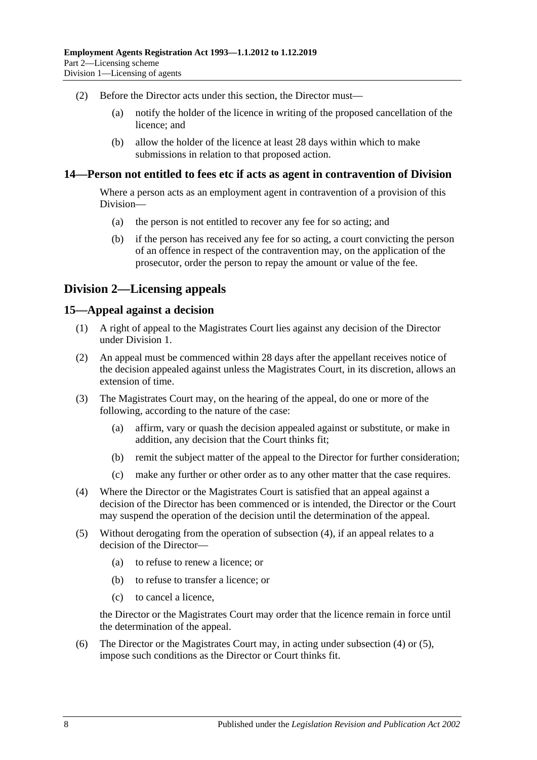(2) Before the Director acts under this section, the Director must—

  (a) notify the holder of the licence in writing of the proposed cancellation of the licence; and

  (b) allow the holder of the licence at least 28 days within which to make submissions in relation to that proposed action.

### 14—Person not entitled to fees etc if acts as agent in contravention of Division

Where a person acts as an employment agent in contravention of a provision of this Division—

  (a) the person is not entitled to recover any fee for so acting; and

  (b) if the person has received any fee for so acting, a court convicting the person of an offence in respect of the contravention may, on the application of the prosecutor, order the person to repay the amount or value of the fee.

## Division 2—Licensing appeals

### 15—Appeal against a decision

(1) A right of appeal to the Magistrates Court lies against any decision of the Director under Division 1.

(2) An appeal must be commenced within 28 days after the appellant receives notice of the decision appealed against unless the Magistrates Court, in its discretion, allows an extension of time.

(3) The Magistrates Court may, on the hearing of the appeal, do one or more of the following, according to the nature of the case:

  (a) affirm, vary or quash the decision appealed against or substitute, or make in addition, any decision that the Court thinks fit;

  (b) remit the subject matter of the appeal to the Director for further consideration;

  (c) make any further or other order as to any other matter that the case requires.

(4) Where the Director or the Magistrates Court is satisfied that an appeal against a decision of the Director has been commenced or is intended, the Director or the Court may suspend the operation of the decision until the determination of the appeal.

(5) Without derogating from the operation of subsection (4), if an appeal relates to a decision of the Director—

  (a) to refuse to renew a licence; or

  (b) to refuse to transfer a licence; or

  (c) to cancel a licence,

the Director or the Magistrates Court may order that the licence remain in force until the determination of the appeal.

(6) The Director or the Magistrates Court may, in acting under subsection (4) or (5), impose such conditions as the Director or Court thinks fit.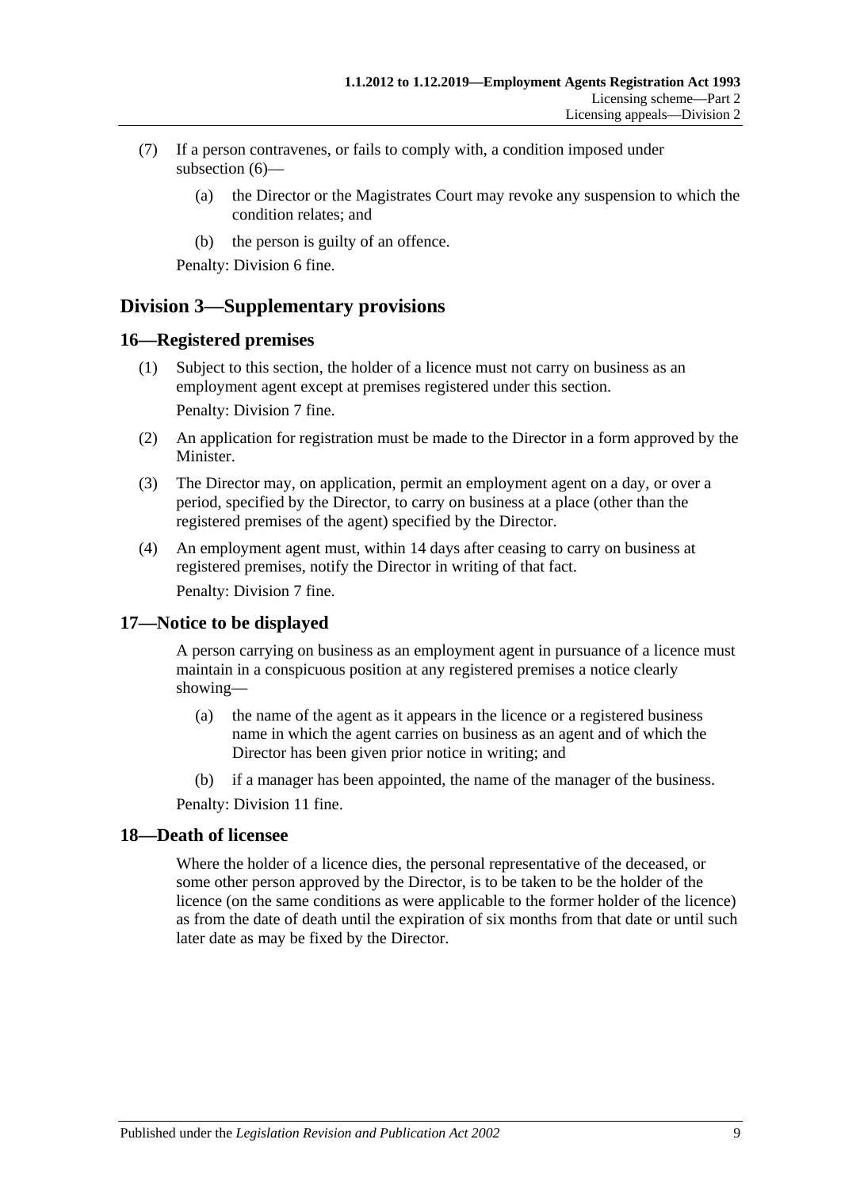(7) If a person contravenes, or fails to comply with, a condition imposed under subsection (6)—

(a) the Director or the Magistrates Court may revoke any suspension to which the condition relates; and

(b) the person is guilty of an offence.

Penalty: Division 6 fine.

## Division 3—Supplementary provisions

### 16—Registered premises

(1) Subject to this section, the holder of a licence must not carry on business as an employment agent except at premises registered under this section.

Penalty: Division 7 fine.

(2) An application for registration must be made to the Director in a form approved by the Minister.

(3) The Director may, on application, permit an employment agent on a day, or over a period, specified by the Director, to carry on business at a place (other than the registered premises of the agent) specified by the Director.

(4) An employment agent must, within 14 days after ceasing to carry on business at registered premises, notify the Director in writing of that fact.

Penalty: Division 7 fine.

### 17—Notice to be displayed

A person carrying on business as an employment agent in pursuance of a licence must maintain in a conspicuous position at any registered premises a notice clearly showing—

(a) the name of the agent as it appears in the licence or a registered business name in which the agent carries on business as an agent and of which the Director has been given prior notice in writing; and

(b) if a manager has been appointed, the name of the manager of the business.

Penalty: Division 11 fine.

### 18—Death of licensee

Where the holder of a licence dies, the personal representative of the deceased, or some other person approved by the Director, is to be taken to be the holder of the licence (on the same conditions as were applicable to the former holder of the licence) as from the date of death until the expiration of six months from that date or until such later date as may be fixed by the Director.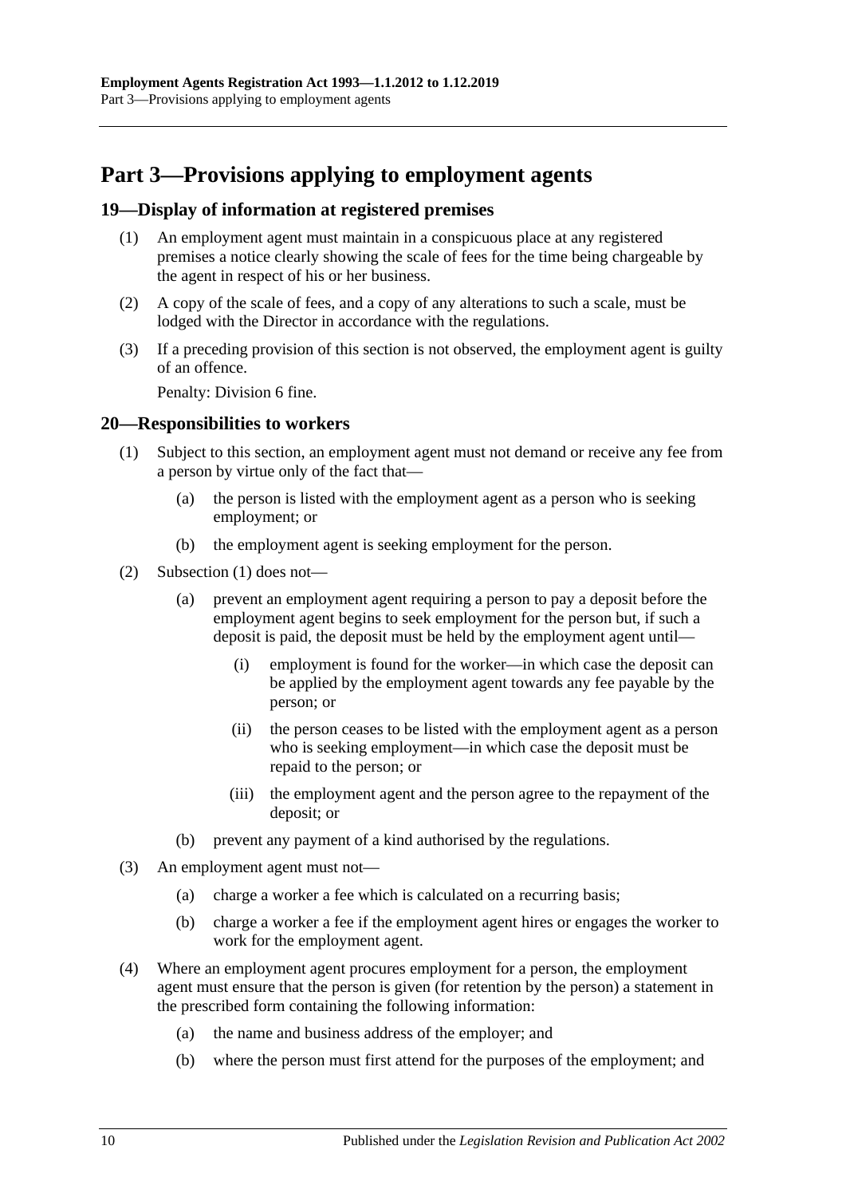# Part 3—Provisions applying to employment agents

## 19—Display of information at registered premises

(1) An employment agent must maintain in a conspicuous place at any registered premises a notice clearly showing the scale of fees for the time being chargeable by the agent in respect of his or her business.

(2) A copy of the scale of fees, and a copy of any alterations to such a scale, must be lodged with the Director in accordance with the regulations.

(3) If a preceding provision of this section is not observed, the employment agent is guilty of an offence.

Penalty: Division 6 fine.

## 20—Responsibilities to workers

(1) Subject to this section, an employment agent must not demand or receive any fee from a person by virtue only of the fact that—

- (a) the person is listed with the employment agent as a person who is seeking employment; or
- (b) the employment agent is seeking employment for the person.

(2) Subsection (1) does not—

- (a) prevent an employment agent requiring a person to pay a deposit before the employment agent begins to seek employment for the person but, if such a deposit is paid, the deposit must be held by the employment agent until—
  - (i) employment is found for the worker—in which case the deposit can be applied by the employment agent towards any fee payable by the person; or
  - (ii) the person ceases to be listed with the employment agent as a person who is seeking employment—in which case the deposit must be repaid to the person; or
  - (iii) the employment agent and the person agree to the repayment of the deposit; or
- (b) prevent any payment of a kind authorised by the regulations.

(3) An employment agent must not—

- (a) charge a worker a fee which is calculated on a recurring basis;
- (b) charge a worker a fee if the employment agent hires or engages the worker to work for the employment agent.

(4) Where an employment agent procures employment for a person, the employment agent must ensure that the person is given (for retention by the person) a statement in the prescribed form containing the following information:

- (a) the name and business address of the employer; and
- (b) where the person must first attend for the purposes of the employment; and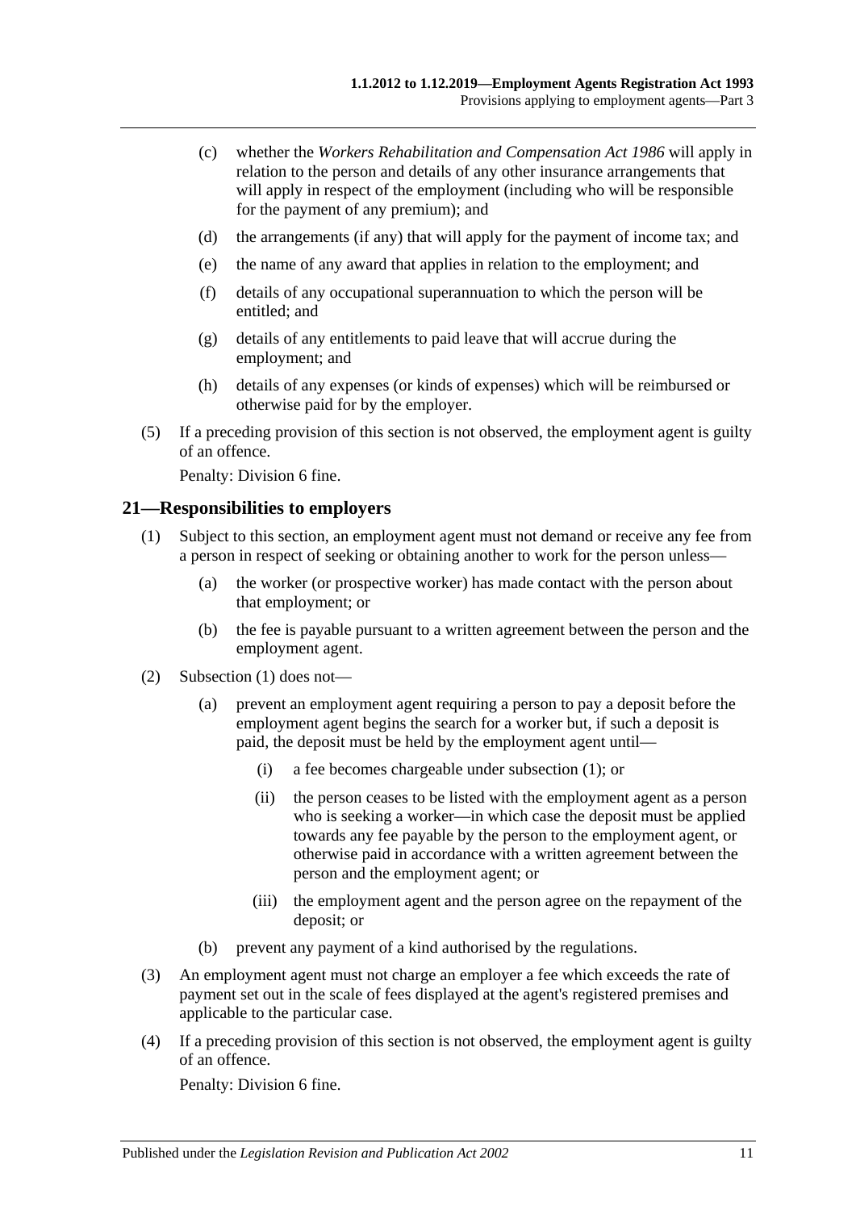(c) whether the *Workers Rehabilitation and Compensation Act 1986* will apply in relation to the person and details of any other insurance arrangements that will apply in respect of the employment (including who will be responsible for the payment of any premium); and

(d) the arrangements (if any) that will apply for the payment of income tax; and

(e) the name of any award that applies in relation to the employment; and

(f) details of any occupational superannuation to which the person will be entitled; and

(g) details of any entitlements to paid leave that will accrue during the employment; and

(h) details of any expenses (or kinds of expenses) which will be reimbursed or otherwise paid for by the employer.

(5) If a preceding provision of this section is not observed, the employment agent is guilty of an offence.

Penalty: Division 6 fine.

## 21—Responsibilities to employers

(1) Subject to this section, an employment agent must not demand or receive any fee from a person in respect of seeking or obtaining another to work for the person unless—

(a) the worker (or prospective worker) has made contact with the person about that employment; or

(b) the fee is payable pursuant to a written agreement between the person and the employment agent.

(2) Subsection (1) does not—

(a) prevent an employment agent requiring a person to pay a deposit before the employment agent begins the search for a worker but, if such a deposit is paid, the deposit must be held by the employment agent until—

(i) a fee becomes chargeable under subsection (1); or

(ii) the person ceases to be listed with the employment agent as a person who is seeking a worker—in which case the deposit must be applied towards any fee payable by the person to the employment agent, or otherwise paid in accordance with a written agreement between the person and the employment agent; or

(iii) the employment agent and the person agree on the repayment of the deposit; or

(b) prevent any payment of a kind authorised by the regulations.

(3) An employment agent must not charge an employer a fee which exceeds the rate of payment set out in the scale of fees displayed at the agent's registered premises and applicable to the particular case.

(4) If a preceding provision of this section is not observed, the employment agent is guilty of an offence.

Penalty: Division 6 fine.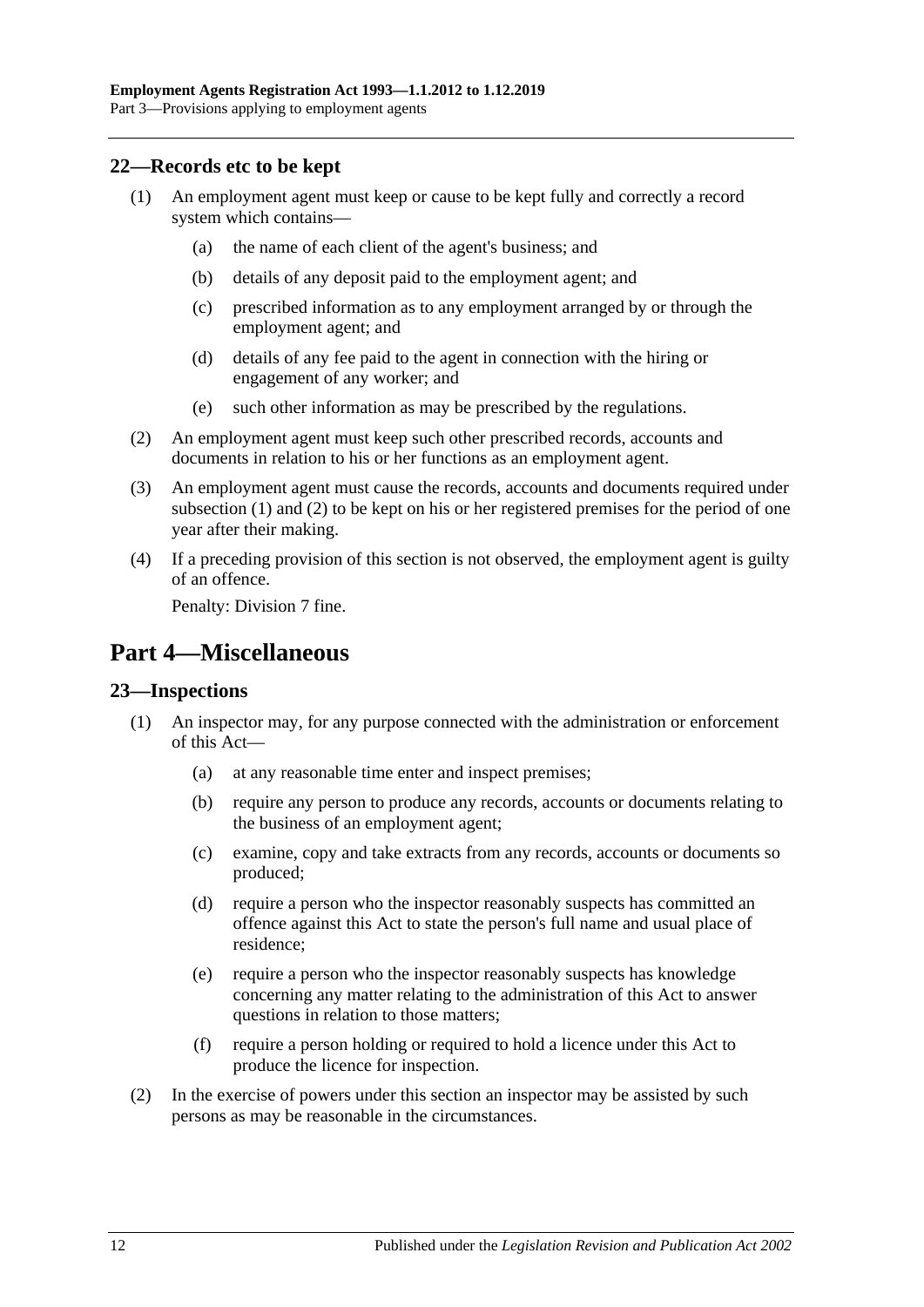## 22—Records etc to be kept

(1) An employment agent must keep or cause to be kept fully and correctly a record system which contains—

  (a) the name of each client of the agent's business; and

  (b) details of any deposit paid to the employment agent; and

  (c) prescribed information as to any employment arranged by or through the employment agent; and

  (d) details of any fee paid to the agent in connection with the hiring or engagement of any worker; and

  (e) such other information as may be prescribed by the regulations.

(2) An employment agent must keep such other prescribed records, accounts and documents in relation to his or her functions as an employment agent.

(3) An employment agent must cause the records, accounts and documents required under subsection (1) and (2) to be kept on his or her registered premises for the period of one year after their making.

(4) If a preceding provision of this section is not observed, the employment agent is guilty of an offence.

Penalty: Division 7 fine.

# Part 4—Miscellaneous

## 23—Inspections

(1) An inspector may, for any purpose connected with the administration or enforcement of this Act—

  (a) at any reasonable time enter and inspect premises;

  (b) require any person to produce any records, accounts or documents relating to the business of an employment agent;

  (c) examine, copy and take extracts from any records, accounts or documents so produced;

  (d) require a person who the inspector reasonably suspects has committed an offence against this Act to state the person's full name and usual place of residence;

  (e) require a person who the inspector reasonably suspects has knowledge concerning any matter relating to the administration of this Act to answer questions in relation to those matters;

  (f) require a person holding or required to hold a licence under this Act to produce the licence for inspection.

(2) In the exercise of powers under this section an inspector may be assisted by such persons as may be reasonable in the circumstances.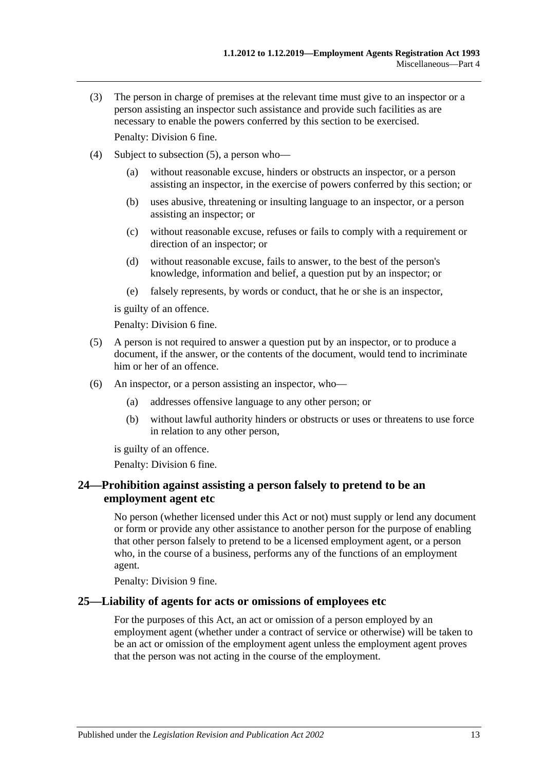(3) The person in charge of premises at the relevant time must give to an inspector or a person assisting an inspector such assistance and provide such facilities as are necessary to enable the powers conferred by this section to be exercised.

Penalty: Division 6 fine.

(4) Subject to subsection (5), a person who—

(a) without reasonable excuse, hinders or obstructs an inspector, or a person assisting an inspector, in the exercise of powers conferred by this section; or

(b) uses abusive, threatening or insulting language to an inspector, or a person assisting an inspector; or

(c) without reasonable excuse, refuses or fails to comply with a requirement or direction of an inspector; or

(d) without reasonable excuse, fails to answer, to the best of the person's knowledge, information and belief, a question put by an inspector; or

(e) falsely represents, by words or conduct, that he or she is an inspector,

is guilty of an offence.

Penalty: Division 6 fine.

(5) A person is not required to answer a question put by an inspector, or to produce a document, if the answer, or the contents of the document, would tend to incriminate him or her of an offence.

(6) An inspector, or a person assisting an inspector, who—

(a) addresses offensive language to any other person; or

(b) without lawful authority hinders or obstructs or uses or threatens to use force in relation to any other person,

is guilty of an offence.

Penalty: Division 6 fine.

## 24—Prohibition against assisting a person falsely to pretend to be an employment agent etc

No person (whether licensed under this Act or not) must supply or lend any document or form or provide any other assistance to another person for the purpose of enabling that other person falsely to pretend to be a licensed employment agent, or a person who, in the course of a business, performs any of the functions of an employment agent.

Penalty: Division 9 fine.

## 25—Liability of agents for acts or omissions of employees etc

For the purposes of this Act, an act or omission of a person employed by an employment agent (whether under a contract of service or otherwise) will be taken to be an act or omission of the employment agent unless the employment agent proves that the person was not acting in the course of the employment.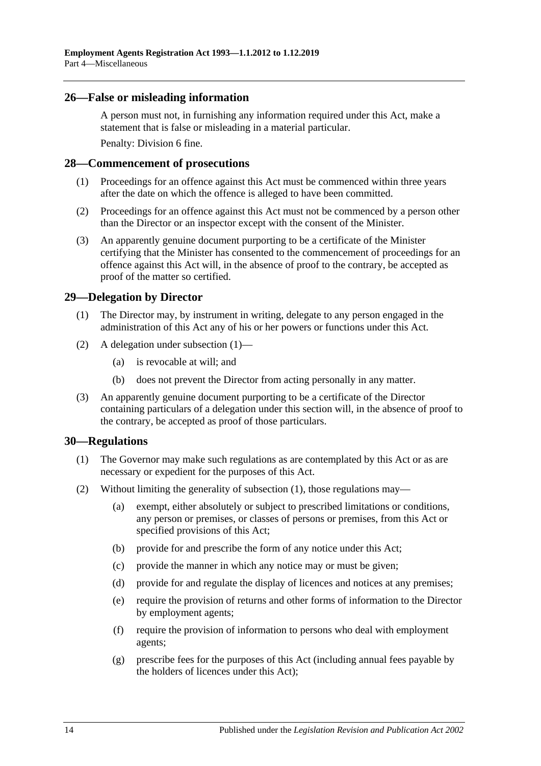## 26—False or misleading information

A person must not, in furnishing any information required under this Act, make a statement that is false or misleading in a material particular.

Penalty: Division 6 fine.

## 28—Commencement of prosecutions

(1) Proceedings for an offence against this Act must be commenced within three years after the date on which the offence is alleged to have been committed.

(2) Proceedings for an offence against this Act must not be commenced by a person other than the Director or an inspector except with the consent of the Minister.

(3) An apparently genuine document purporting to be a certificate of the Minister certifying that the Minister has consented to the commencement of proceedings for an offence against this Act will, in the absence of proof to the contrary, be accepted as proof of the matter so certified.

## 29—Delegation by Director

(1) The Director may, by instrument in writing, delegate to any person engaged in the administration of this Act any of his or her powers or functions under this Act.

(2) A delegation under subsection (1)—

- (a) is revocable at will; and
- (b) does not prevent the Director from acting personally in any matter.

(3) An apparently genuine document purporting to be a certificate of the Director containing particulars of a delegation under this section will, in the absence of proof to the contrary, be accepted as proof of those particulars.

## 30—Regulations

(1) The Governor may make such regulations as are contemplated by this Act or as are necessary or expedient for the purposes of this Act.

(2) Without limiting the generality of subsection (1), those regulations may—

- (a) exempt, either absolutely or subject to prescribed limitations or conditions, any person or premises, or classes of persons or premises, from this Act or specified provisions of this Act;
- (b) provide for and prescribe the form of any notice under this Act;
- (c) provide the manner in which any notice may or must be given;
- (d) provide for and regulate the display of licences and notices at any premises;
- (e) require the provision of returns and other forms of information to the Director by employment agents;
- (f) require the provision of information to persons who deal with employment agents;
- (g) prescribe fees for the purposes of this Act (including annual fees payable by the holders of licences under this Act);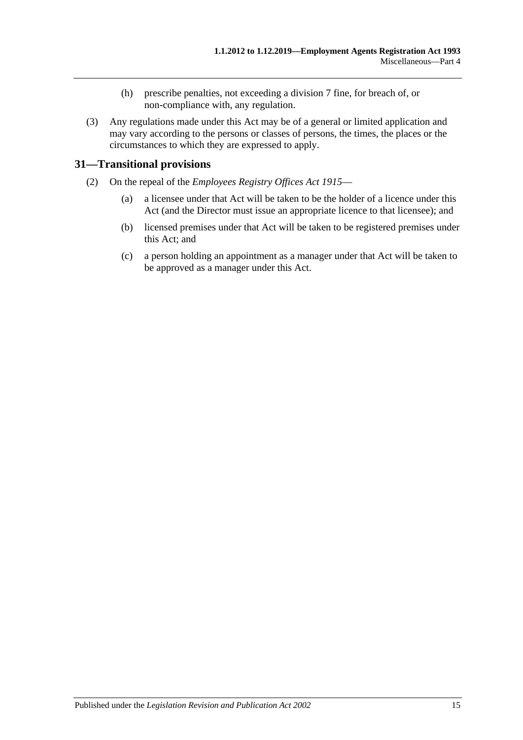(h) prescribe penalties, not exceeding a division 7 fine, for breach of, or non-compliance with, any regulation.

(3) Any regulations made under this Act may be of a general or limited application and may vary according to the persons or classes of persons, the times, the places or the circumstances to which they are expressed to apply.

## 31—Transitional provisions

(2) On the repeal of the *Employees Registry Offices Act 1915*—

(a) a licensee under that Act will be taken to be the holder of a licence under this Act (and the Director must issue an appropriate licence to that licensee); and

(b) licensed premises under that Act will be taken to be registered premises under this Act; and

(c) a person holding an appointment as a manager under that Act will be taken to be approved as a manager under this Act.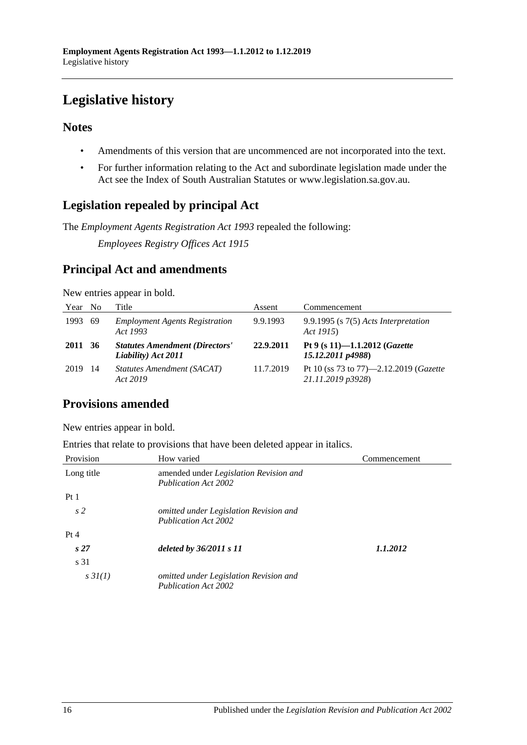# Legislative history

## Notes

- Amendments of this version that are uncommenced are not incorporated into the text.
- For further information relating to the Act and subordinate legislation made under the Act see the Index of South Australian Statutes or www.legislation.sa.gov.au.

## Legislation repealed by principal Act

The *Employment Agents Registration Act 1993* repealed the following:

*Employees Registry Offices Act 1915*

## Principal Act and amendments

New entries appear in bold.

| Year | No | Title | Assent | Commencement |
|---|---|---|---|---|
| 1993 | 69 | *Employment Agents Registration Act 1993* | 9.9.1993 | 9.9.1995 (s 7(5) *Acts Interpretation Act 1915*) |
| **2011** | **36** | ***Statutes Amendment (Directors' Liability) Act 2011*** | **22.9.2011** | **Pt 9 (s 11)—1.1.2012 (*Gazette 15.12.2011 p4988*)** |
| 2019 | 14 | *Statutes Amendment (SACAT) Act 2019* | 11.7.2019 | Pt 10 (ss 73 to 77)—2.12.2019 (*Gazette 21.11.2019 p3928*) |

## Provisions amended

New entries appear in bold.

Entries that relate to provisions that have been deleted appear in italics.

| Provision | How varied | Commencement |
|---|---|---|
| Long title | amended under *Legislation Revision and Publication Act 2002* | |
| Pt 1 | | |
| *s 2* | *omitted under Legislation Revision and Publication Act 2002* | |
| Pt 4 | | |
| ***s 27*** | ***deleted by 36/2011 s 11*** | ***1.1.2012*** |
| s 31 | | |
| *s 31(1)* | *omitted under Legislation Revision and Publication Act 2002* | |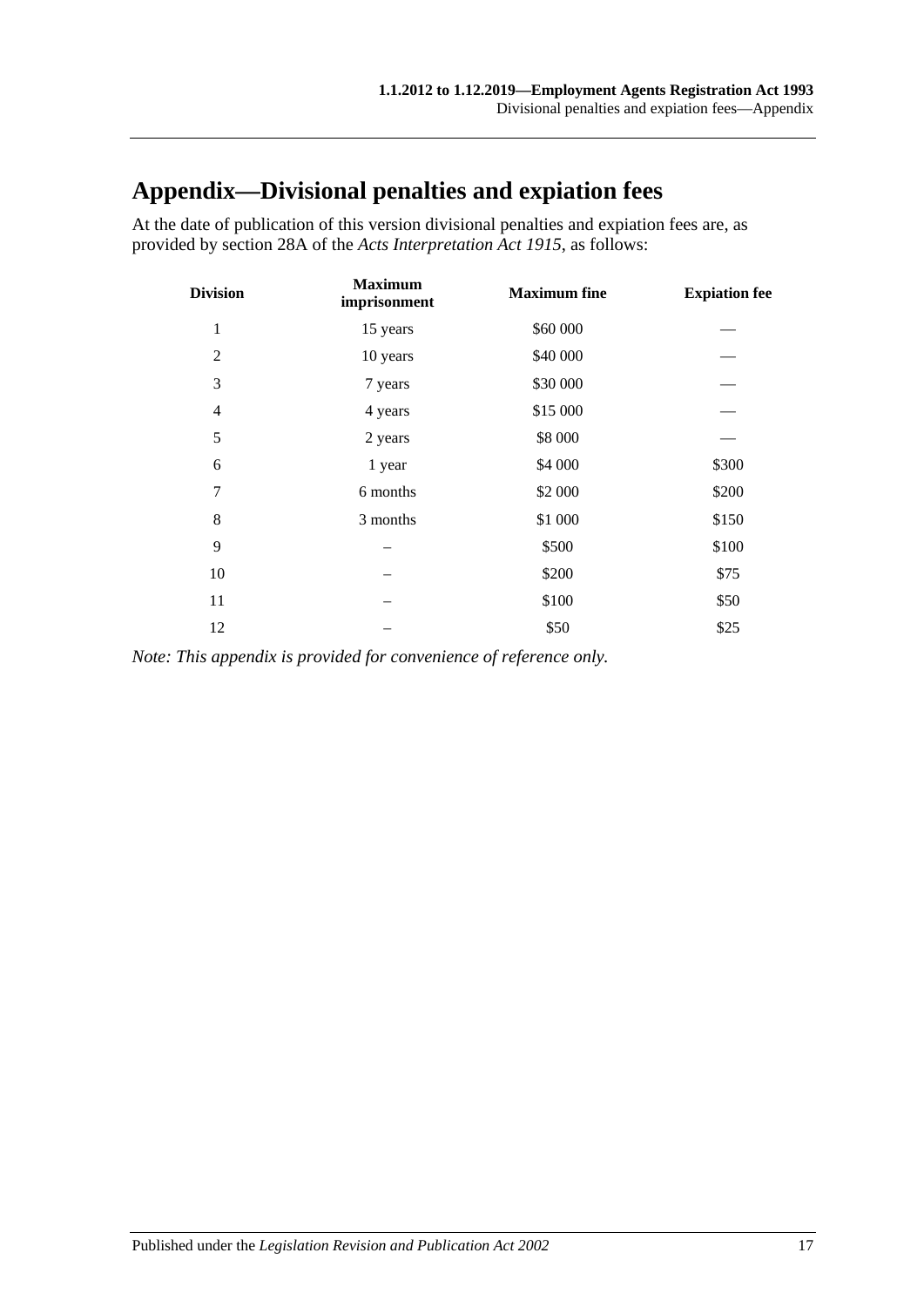# Appendix—Divisional penalties and expiation fees

At the date of publication of this version divisional penalties and expiation fees are, as provided by section 28A of the *Acts Interpretation Act 1915*, as follows:

| Division | Maximum imprisonment | Maximum fine | Expiation fee |
|---|---|---|---|
| 1 | 15 years | $60 000 | — |
| 2 | 10 years | $40 000 | — |
| 3 | 7 years | $30 000 | — |
| 4 | 4 years | $15 000 | — |
| 5 | 2 years | $8 000 | — |
| 6 | 1 year | $4 000 | $300 |
| 7 | 6 months | $2 000 | $200 |
| 8 | 3 months | $1 000 | $150 |
| 9 | – | $500 | $100 |
| 10 | – | $200 | $75 |
| 11 | – | $100 | $50 |
| 12 | – | $50 | $25 |

*Note: This appendix is provided for convenience of reference only.*